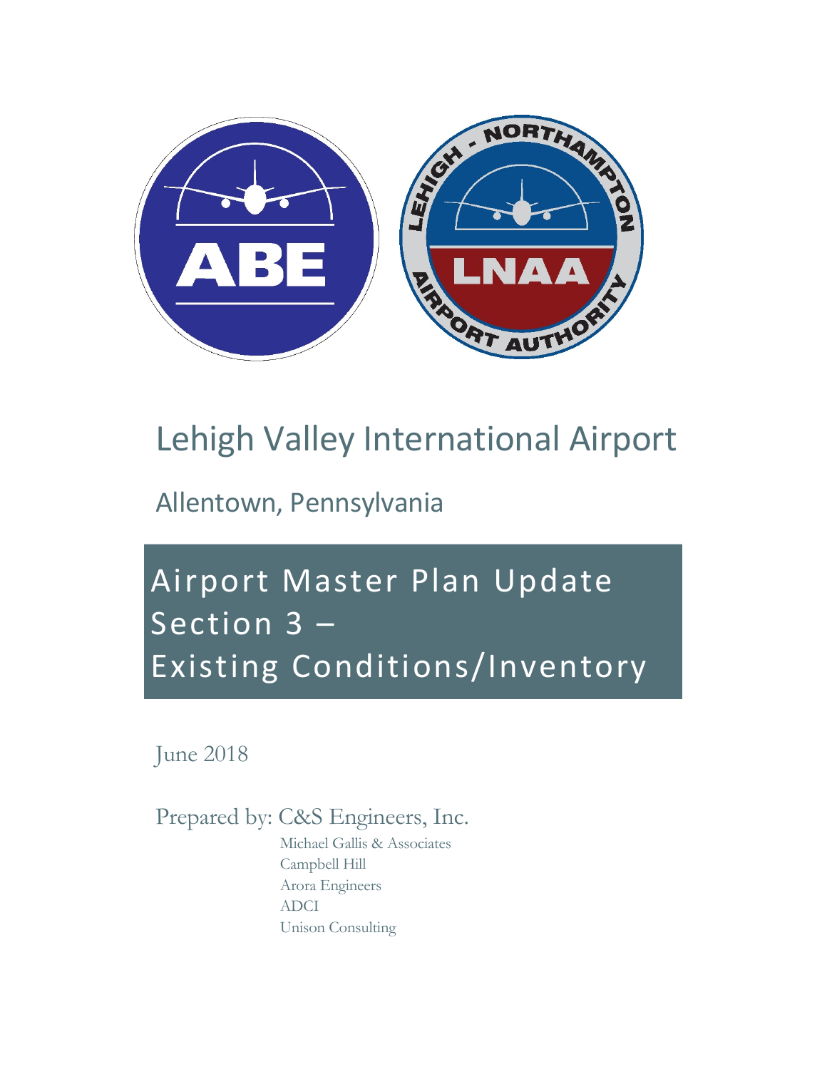# Lehigh Valley International Airport

## Allentown, Pennsylvania

# Airport Master Plan Update Section 3 – Existing Conditions/Inventory

June 2018

Prepared by: C&S Engineers, Inc.

Michael Gallis & Associates
Campbell Hill
Arora Engineers
ADCI
Unison Consulting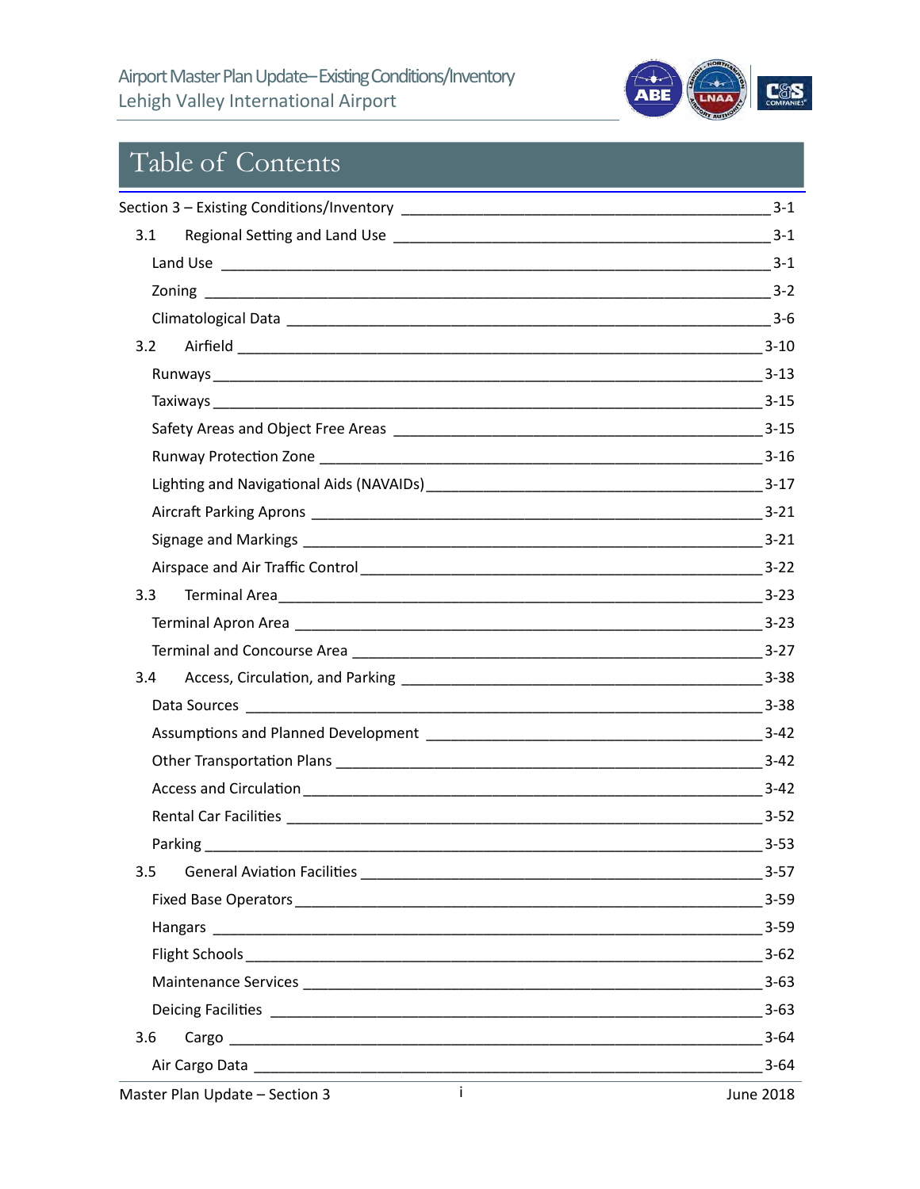# Table of Contents

Section 3 – Existing Conditions/Inventory ____ 3-1

- 3.1 Regional Setting and Land Use ____ 3-1
  - Land Use ____ 3-1
  - Zoning ____ 3-2
  - Climatological Data ____ 3-6
- 3.2 Airfield ____ 3-10
  - Runways ____ 3-13
  - Taxiways ____ 3-15
  - Safety Areas and Object Free Areas ____ 3-15
  - Runway Protection Zone ____ 3-16
  - Lighting and Navigational Aids (NAVAIDs) ____ 3-17
  - Aircraft Parking Aprons ____ 3-21
  - Signage and Markings ____ 3-21
  - Airspace and Air Traffic Control ____ 3-22
- 3.3 Terminal Area ____ 3-23
  - Terminal Apron Area ____ 3-23
  - Terminal and Concourse Area ____ 3-27
- 3.4 Access, Circulation, and Parking ____ 3-38
  - Data Sources ____ 3-38
  - Assumptions and Planned Development ____ 3-42
  - Other Transportation Plans ____ 3-42
  - Access and Circulation ____ 3-42
  - Rental Car Facilities ____ 3-52
  - Parking ____ 3-53
- 3.5 General Aviation Facilities ____ 3-57
  - Fixed Base Operators ____ 3-59
  - Hangars ____ 3-59
  - Flight Schools ____ 3-62
  - Maintenance Services ____ 3-63
  - Deicing Facilities ____ 3-63
- 3.6 Cargo ____ 3-64
  - Air Cargo Data ____ 3-64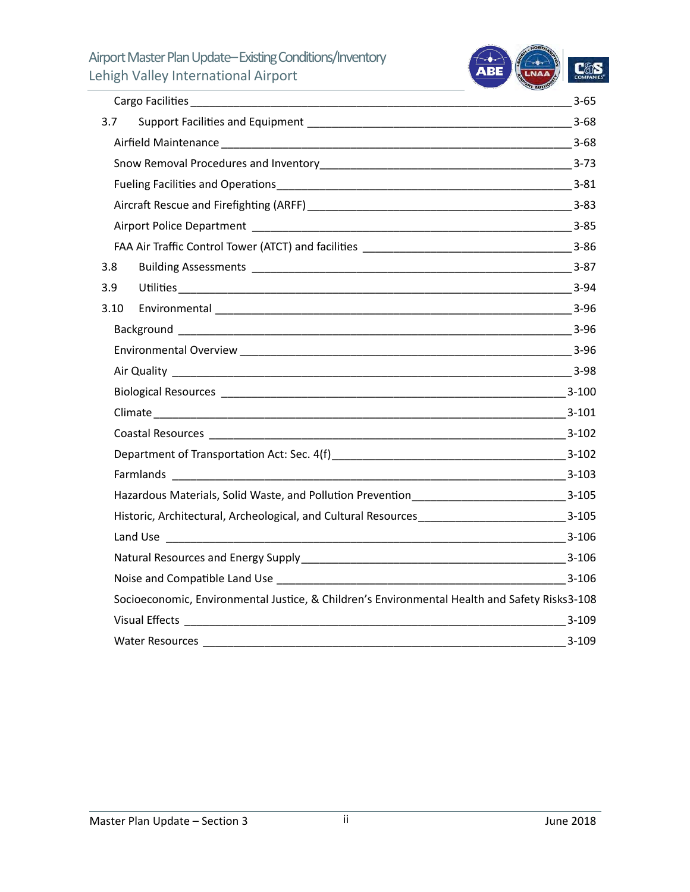Cargo Facilities _______________________________________________ 3-65

3.7 Support Facilities and Equipment _______________________________ 3-68

Airfield Maintenance _______________________________________________ 3-68

Snow Removal Procedures and Inventory ______________________________ 3-73

Fueling Facilities and Operations ____________________________________ 3-81

Aircraft Rescue and Firefighting (ARFF) _______________________________ 3-83

Airport Police Department ___________________________________________ 3-85

FAA Air Traffic Control Tower (ATCT) and facilities _____________________ 3-86

3.8 Building Assessments _____________________________________________ 3-87

3.9 Utilities _________________________________________________________ 3-94

3.10 Environmental ___________________________________________________ 3-96

Background ________________________________________________________ 3-96

Environmental Overview ____________________________________________ 3-96

Air Quality _________________________________________________________ 3-98

Biological Resources _______________________________________________ 3-100

Climate ____________________________________________________________ 3-101

Coastal Resources __________________________________________________ 3-102

Department of Transportation Act: Sec. 4(f) ___________________________ 3-102

Farmlands _________________________________________________________ 3-103

Hazardous Materials, Solid Waste, and Pollution Prevention ______________ 3-105

Historic, Architectural, Archeological, and Cultural Resources _____________ 3-105

Land Use __________________________________________________________ 3-106

Natural Resources and Energy Supply _________________________________ 3-106

Noise and Compatible Land Use ______________________________________ 3-106

Socioeconomic, Environmental Justice, & Children's Environmental Health and Safety Risks 3-108

Visual Effects _______________________________________________________ 3-109

Water Resources ____________________________________________________ 3-109